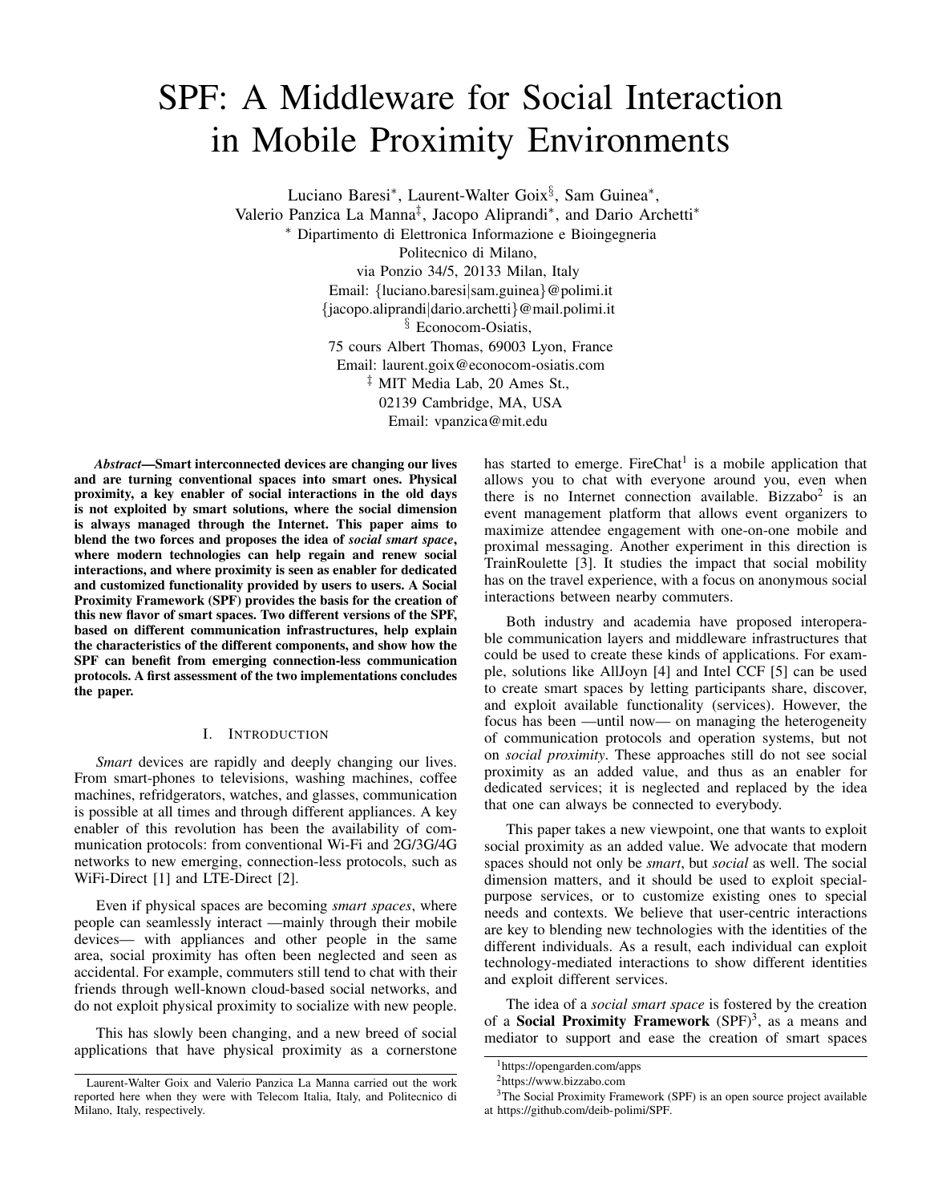# SPF: A Middleware for Social Interaction in Mobile Proximity Environments

Luciano Baresi[*], Laurent-Walter Goix[§], Sam Guinea[*],
Valerio Panzica La Manna[‡], Jacopo Aliprandi[*], and Dario Archetti[*]

[*] Dipartimento di Elettronica Informazione e Bioingegneria
Politecnico di Milano,
via Ponzio 34/5, 20133 Milan, Italy
Email: {luciano.baresi|sam.guinea}@polimi.it
{jacopo.aliprandi|dario.archetti}@mail.polimi.it

[§] Econocom-Osiatis,
75 cours Albert Thomas, 69003 Lyon, France
Email: laurent.goix@econocom-osiatis.com

[‡] MIT Media Lab, 20 Ames St.,
02139 Cambridge, MA, USA
Email: vpanzica@mit.edu

***Abstract*—Smart interconnected devices are changing our lives and are turning conventional spaces into smart ones. Physical proximity, a key enabler of social interactions in the old days is not exploited by smart solutions, where the social dimension is always managed through the Internet. This paper aims to blend the two forces and proposes the idea of *social smart space*, where modern technologies can help regain and renew social interactions, and where proximity is seen as enabler for dedicated and customized functionality provided by users to users. A Social Proximity Framework (SPF) provides the basis for the creation of this new flavor of smart spaces. Two different versions of the SPF, based on different communication infrastructures, help explain the characteristics of the different components, and show how the SPF can benefit from emerging connection-less communication protocols. A first assessment of the two implementations concludes the paper.**

## I. Introduction

*Smart* devices are rapidly and deeply changing our lives. From smart-phones to televisions, washing machines, coffee machines, refridgerators, watches, and glasses, communication is possible at all times and through different appliances. A key enabler of this revolution has been the availability of communication protocols: from conventional Wi-Fi and 2G/3G/4G networks to new emerging, connection-less protocols, such as WiFi-Direct [1] and LTE-Direct [2].

Even if physical spaces are becoming *smart spaces*, where people can seamlessly interact —mainly through their mobile devices— with appliances and other people in the same area, social proximity has often been neglected and seen as accidental. For example, commuters still tend to chat with their friends through well-known cloud-based social networks, and do not exploit physical proximity to socialize with new people.

This has slowly been changing, and a new breed of social applications that have physical proximity as a cornerstone has started to emerge. FireChat[1] is a mobile application that allows you to chat with everyone around you, even when there is no Internet connection available. Bizzabo[2] is an event management platform that allows event organizers to maximize attendee engagement with one-on-one mobile and proximal messaging. Another experiment in this direction is TrainRoulette [3]. It studies the impact that social mobility has on the travel experience, with a focus on anonymous social interactions between nearby commuters.

Both industry and academia have proposed interoperable communication layers and middleware infrastructures that could be used to create these kinds of applications. For example, solutions like AllJoyn [4] and Intel CCF [5] can be used to create smart spaces by letting participants share, discover, and exploit available functionality (services). However, the focus has been —until now— on managing the heterogeneity of communication protocols and operation systems, but not on *social proximity*. These approaches still do not see social proximity as an added value, and thus as an enabler for dedicated services; it is neglected and replaced by the idea that one can always be connected to everybody.

This paper takes a new viewpoint, one that wants to exploit social proximity as an added value. We advocate that modern spaces should not only be *smart*, but *social* as well. The social dimension matters, and it should be used to exploit special-purpose services, or to customize existing ones to special needs and contexts. We believe that user-centric interactions are key to blending new technologies with the identities of the different individuals. As a result, each individual can exploit technology-mediated interactions to show different identities and exploit different services.

The idea of a *social smart space* is fostered by the creation of a **Social Proximity Framework** (SPF)[3], as a means and mediator to support and ease the creation of smart spaces

---

Laurent-Walter Goix and Valerio Panzica La Manna carried out the work reported here when they were with Telecom Italia, Italy, and Politecnico di Milano, Italy, respectively.

[1] https://opengarden.com/apps

[2] https://www.bizzabo.com

[3] The Social Proximity Framework (SPF) is an open source project available at https://github.com/deib-polimi/SPF.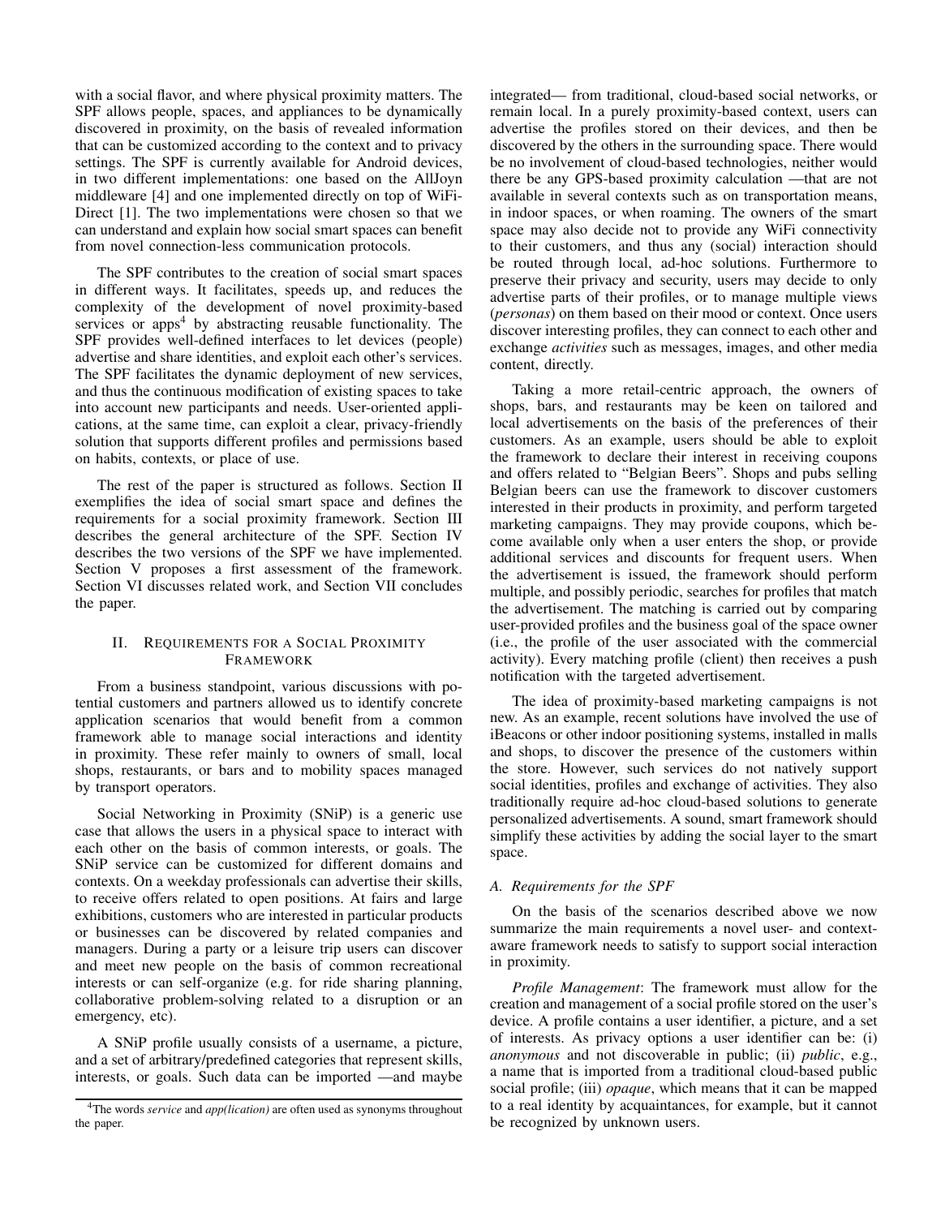with a social flavor, and where physical proximity matters. The SPF allows people, spaces, and appliances to be dynamically discovered in proximity, on the basis of revealed information that can be customized according to the context and to privacy settings. The SPF is currently available for Android devices, in two different implementations: one based on the AllJoyn middleware [4] and one implemented directly on top of WiFi-Direct [1]. The two implementations were chosen so that we can understand and explain how social smart spaces can benefit from novel connection-less communication protocols.

The SPF contributes to the creation of social smart spaces in different ways. It facilitates, speeds up, and reduces the complexity of the development of novel proximity-based services or apps[4] by abstracting reusable functionality. The SPF provides well-defined interfaces to let devices (people) advertise and share identities, and exploit each other's services. The SPF facilitates the dynamic deployment of new services, and thus the continuous modification of existing spaces to take into account new participants and needs. User-oriented applications, at the same time, can exploit a clear, privacy-friendly solution that supports different profiles and permissions based on habits, contexts, or place of use.

The rest of the paper is structured as follows. Section II exemplifies the idea of social smart space and defines the requirements for a social proximity framework. Section III describes the general architecture of the SPF. Section IV describes the two versions of the SPF we have implemented. Section V proposes a first assessment of the framework. Section VI discusses related work, and Section VII concludes the paper.

## II. Requirements for a Social Proximity Framework

From a business standpoint, various discussions with potential customers and partners allowed us to identify concrete application scenarios that would benefit from a common framework able to manage social interactions and identity in proximity. These refer mainly to owners of small, local shops, restaurants, or bars and to mobility spaces managed by transport operators.

Social Networking in Proximity (SNiP) is a generic use case that allows the users in a physical space to interact with each other on the basis of common interests, or goals. The SNiP service can be customized for different domains and contexts. On a weekday professionals can advertise their skills, to receive offers related to open positions. At fairs and large exhibitions, customers who are interested in particular products or businesses can be discovered by related companies and managers. During a party or a leisure trip users can discover and meet new people on the basis of common recreational interests or can self-organize (e.g. for ride sharing planning, collaborative problem-solving related to a disruption or an emergency, etc).

A SNiP profile usually consists of a username, a picture, and a set of arbitrary/predefined categories that represent skills, interests, or goals. Such data can be imported —and maybe integrated— from traditional, cloud-based social networks, or remain local. In a purely proximity-based context, users can advertise the profiles stored on their devices, and then be discovered by the others in the surrounding space. There would be no involvement of cloud-based technologies, neither would there be any GPS-based proximity calculation —that are not available in several contexts such as on transportation means, in indoor spaces, or when roaming. The owners of the smart space may also decide not to provide any WiFi connectivity to their customers, and thus any (social) interaction should be routed through local, ad-hoc solutions. Furthermore to preserve their privacy and security, users may decide to only advertise parts of their profiles, or to manage multiple views (*personas*) on them based on their mood or context. Once users discover interesting profiles, they can connect to each other and exchange *activities* such as messages, images, and other media content, directly.

Taking a more retail-centric approach, the owners of shops, bars, and restaurants may be keen on tailored and local advertisements on the basis of the preferences of their customers. As an example, users should be able to exploit the framework to declare their interest in receiving coupons and offers related to "Belgian Beers". Shops and pubs selling Belgian beers can use the framework to discover customers interested in their products in proximity, and perform targeted marketing campaigns. They may provide coupons, which become available only when a user enters the shop, or provide additional services and discounts for frequent users. When the advertisement is issued, the framework should perform multiple, and possibly periodic, searches for profiles that match the advertisement. The matching is carried out by comparing user-provided profiles and the business goal of the space owner (i.e., the profile of the user associated with the commercial activity). Every matching profile (client) then receives a push notification with the targeted advertisement.

The idea of proximity-based marketing campaigns is not new. As an example, recent solutions have involved the use of iBeacons or other indoor positioning systems, installed in malls and shops, to discover the presence of the customers within the store. However, such services do not natively support social identities, profiles and exchange of activities. They also traditionally require ad-hoc cloud-based solutions to generate personalized advertisements. A sound, smart framework should simplify these activities by adding the social layer to the smart space.

### A. Requirements for the SPF

On the basis of the scenarios described above we now summarize the main requirements a novel user- and context-aware framework needs to satisfy to support social interaction in proximity.

*Profile Management*: The framework must allow for the creation and management of a social profile stored on the user's device. A profile contains a user identifier, a picture, and a set of interests. As privacy options a user identifier can be: (i) *anonymous* and not discoverable in public; (ii) *public*, e.g., a name that is imported from a traditional cloud-based public social profile; (iii) *opaque*, which means that it can be mapped to a real identity by acquaintances, for example, but it cannot be recognized by unknown users.

[4]The words *service* and *app(lication)* are often used as synonyms throughout the paper.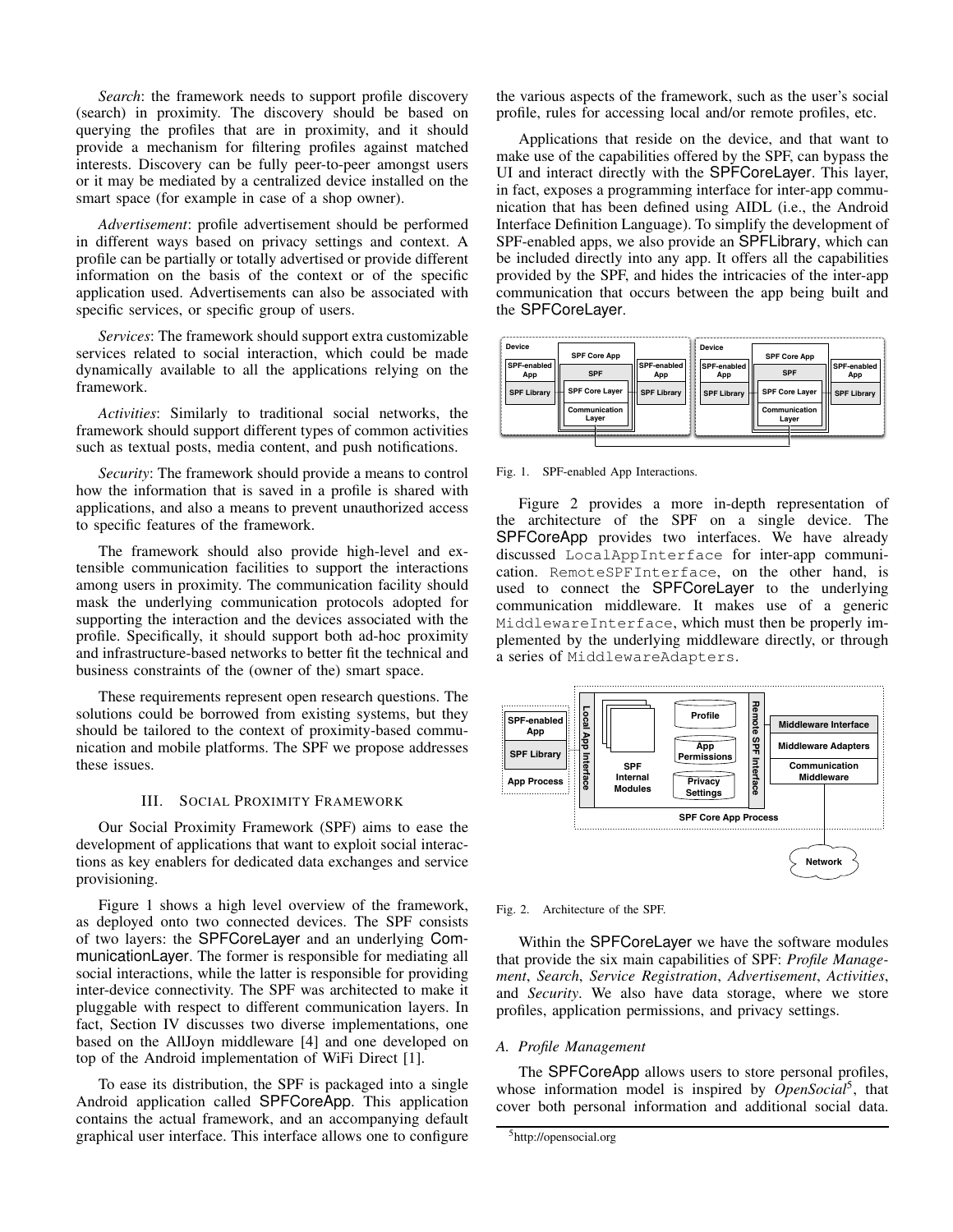*Search*: the framework needs to support profile discovery (search) in proximity. The discovery should be based on querying the profiles that are in proximity, and it should provide a mechanism for filtering profiles against matched interests. Discovery can be fully peer-to-peer amongst users or it may be mediated by a centralized device installed on the smart space (for example in case of a shop owner).

*Advertisement*: profile advertisement should be performed in different ways based on privacy settings and context. A profile can be partially or totally advertised or provide different information on the basis of the context or of the specific application used. Advertisements can also be associated with specific services, or specific group of users.

*Services*: The framework should support extra customizable services related to social interaction, which could be made dynamically available to all the applications relying on the framework.

*Activities*: Similarly to traditional social networks, the framework should support different types of common activities such as textual posts, media content, and push notifications.

*Security*: The framework should provide a means to control how the information that is saved in a profile is shared with applications, and also a means to prevent unauthorized access to specific features of the framework.

The framework should also provide high-level and extensible communication facilities to support the interactions among users in proximity. The communication facility should mask the underlying communication protocols adopted for supporting the interaction and the devices associated with the profile. Specifically, it should support both ad-hoc proximity and infrastructure-based networks to better fit the technical and business constraints of the (owner of the) smart space.

These requirements represent open research questions. The solutions could be borrowed from existing systems, but they should be tailored to the context of proximity-based communication and mobile platforms. The SPF we propose addresses these issues.

## III. Social Proximity Framework

Our Social Proximity Framework (SPF) aims to ease the development of applications that want to exploit social interactions as key enablers for dedicated data exchanges and service provisioning.

Figure 1 shows a high level overview of the framework, as deployed onto two connected devices. The SPF consists of two layers: the SPFCoreLayer and an underlying CommunicationLayer. The former is responsible for mediating all social interactions, while the latter is responsible for providing inter-device connectivity. The SPF was architected to make it pluggable with respect to different communication layers. In fact, Section IV discusses two diverse implementations, one based on the AllJoyn middleware [4] and one developed on top of the Android implementation of WiFi Direct [1].

To ease its distribution, the SPF is packaged into a single Android application called SPFCoreApp. This application contains the actual framework, and an accompanying default graphical user interface. This interface allows one to configure the various aspects of the framework, such as the user's social profile, rules for accessing local and/or remote profiles, etc.

Applications that reside on the device, and that want to make use of the capabilities offered by the SPF, can bypass the UI and interact directly with the SPFCoreLayer. This layer, in fact, exposes a programming interface for inter-app communication that has been defined using AIDL (i.e., the Android Interface Definition Language). To simplify the development of SPF-enabled apps, we also provide an SPFLibrary, which can be included directly into any app. It offers all the capabilities provided by the SPF, and hides the intricacies of the inter-app communication that occurs between the app being built and the SPFCoreLayer.

Fig. 1. SPF-enabled App Interactions.

Figure 2 provides a more in-depth representation of the architecture of the SPF on a single device. The SPFCoreApp provides two interfaces. We have already discussed `LocalAppInterface` for inter-app communication. `RemoteSPFInterface`, on the other hand, is used to connect the SPFCoreLayer to the underlying communication middleware. It makes use of a generic `MiddlewareInterface`, which must then be properly implemented by the underlying middleware directly, or through a series of `MiddlewareAdapters`.

Fig. 2. Architecture of the SPF.

Within the SPFCoreLayer we have the software modules that provide the six main capabilities of SPF: *Profile Management*, *Search*, *Service Registration*, *Advertisement*, *Activities*, and *Security*. We also have data storage, where we store profiles, application permissions, and privacy settings.

### A. Profile Management

The SPFCoreApp allows users to store personal profiles, whose information model is inspired by *OpenSocial*[5], that cover both personal information and additional social data.

[5] http://opensocial.org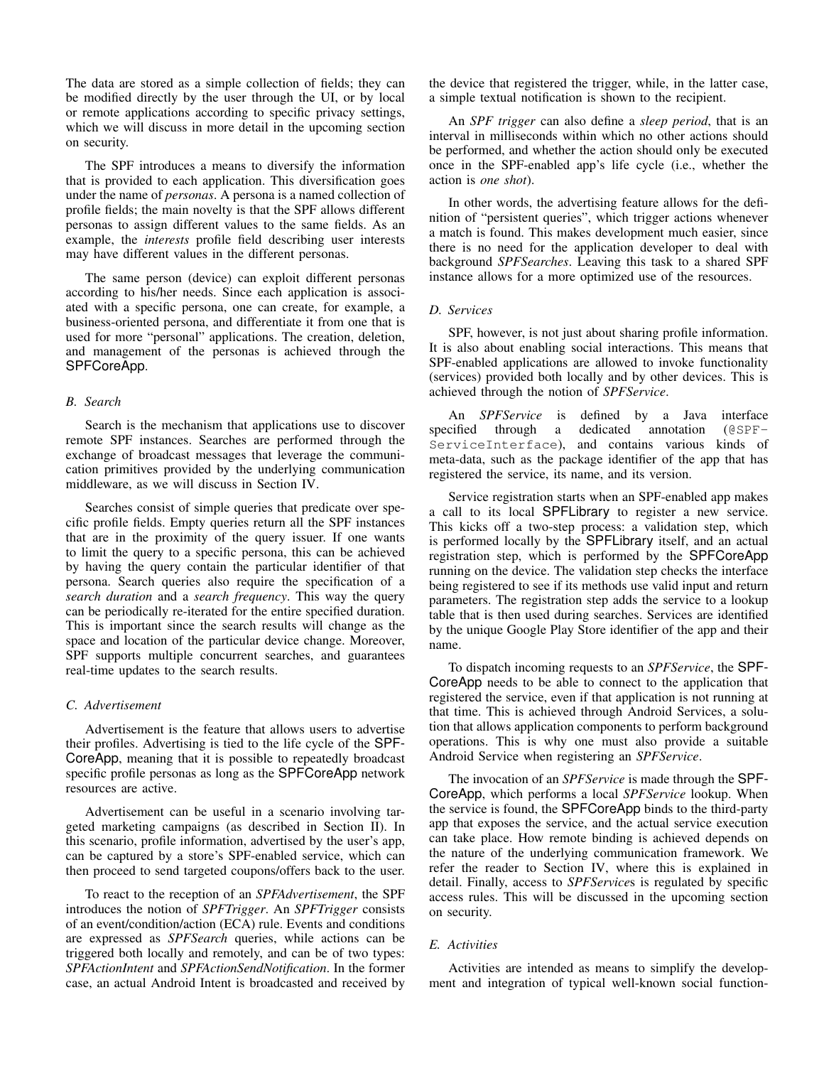The data are stored as a simple collection of fields; they can be modified directly by the user through the UI, or by local or remote applications according to specific privacy settings, which we will discuss in more detail in the upcoming section on security.

The SPF introduces a means to diversify the information that is provided to each application. This diversification goes under the name of *personas*. A persona is a named collection of profile fields; the main novelty is that the SPF allows different personas to assign different values to the same fields. As an example, the *interests* profile field describing user interests may have different values in the different personas.

The same person (device) can exploit different personas according to his/her needs. Since each application is associated with a specific persona, one can create, for example, a business-oriented persona, and differentiate it from one that is used for more "personal" applications. The creation, deletion, and management of the personas is achieved through the SPFCoreApp.

### *B. Search*

Search is the mechanism that applications use to discover remote SPF instances. Searches are performed through the exchange of broadcast messages that leverage the communication primitives provided by the underlying communication middleware, as we will discuss in Section IV.

Searches consist of simple queries that predicate over specific profile fields. Empty queries return all the SPF instances that are in the proximity of the query issuer. If one wants to limit the query to a specific persona, this can be achieved by having the query contain the particular identifier of that persona. Search queries also require the specification of a *search duration* and a *search frequency*. This way the query can be periodically re-iterated for the entire specified duration. This is important since the search results will change as the space and location of the particular device change. Moreover, SPF supports multiple concurrent searches, and guarantees real-time updates to the search results.

### *C. Advertisement*

Advertisement is the feature that allows users to advertise their profiles. Advertising is tied to the life cycle of the SPFCoreApp, meaning that it is possible to repeatedly broadcast specific profile personas as long as the SPFCoreApp network resources are active.

Advertisement can be useful in a scenario involving targeted marketing campaigns (as described in Section II). In this scenario, profile information, advertised by the user's app, can be captured by a store's SPF-enabled service, which can then proceed to send targeted coupons/offers back to the user.

To react to the reception of an *SPFAdvertisement*, the SPF introduces the notion of *SPFTrigger*. An *SPFTrigger* consists of an event/condition/action (ECA) rule. Events and conditions are expressed as *SPFSearch* queries, while actions can be triggered both locally and remotely, and can be of two types: *SPFActionIntent* and *SPFActionSendNotification*. In the former case, an actual Android Intent is broadcasted and received by the device that registered the trigger, while, in the latter case, a simple textual notification is shown to the recipient.

An *SPF trigger* can also define a *sleep period*, that is an interval in milliseconds within which no other actions should be performed, and whether the action should only be executed once in the SPF-enabled app's life cycle (i.e., whether the action is *one shot*).

In other words, the advertising feature allows for the definition of "persistent queries", which trigger actions whenever a match is found. This makes development much easier, since there is no need for the application developer to deal with background *SPFSearches*. Leaving this task to a shared SPF instance allows for a more optimized use of the resources.

### *D. Services*

SPF, however, is not just about sharing profile information. It is also about enabling social interactions. This means that SPF-enabled applications are allowed to invoke functionality (services) provided both locally and by other devices. This is achieved through the notion of *SPFService*.

An *SPFService* is defined by a Java interface specified through a dedicated annotation (`@SPFServiceInterface`), and contains various kinds of meta-data, such as the package identifier of the app that has registered the service, its name, and its version.

Service registration starts when an SPF-enabled app makes a call to its local SPFLibrary to register a new service. This kicks off a two-step process: a validation step, which is performed locally by the SPFLibrary itself, and an actual registration step, which is performed by the SPFCoreApp running on the device. The validation step checks the interface being registered to see if its methods use valid input and return parameters. The registration step adds the service to a lookup table that is then used during searches. Services are identified by the unique Google Play Store identifier of the app and their name.

To dispatch incoming requests to an *SPFService*, the SPFCoreApp needs to be able to connect to the application that registered the service, even if that application is not running at that time. This is achieved through Android Services, a solution that allows application components to perform background operations. This is why one must also provide a suitable Android Service when registering an *SPFService*.

The invocation of an *SPFService* is made through the SPFCoreApp, which performs a local *SPFService* lookup. When the service is found, the SPFCoreApp binds to the third-party app that exposes the service, and the actual service execution can take place. How remote binding is achieved depends on the nature of the underlying communication framework. We refer the reader to Section IV, where this is explained in detail. Finally, access to *SPFService*s is regulated by specific access rules. This will be discussed in the upcoming section on security.

### *E. Activities*

Activities are intended as means to simplify the development and integration of typical well-known social function-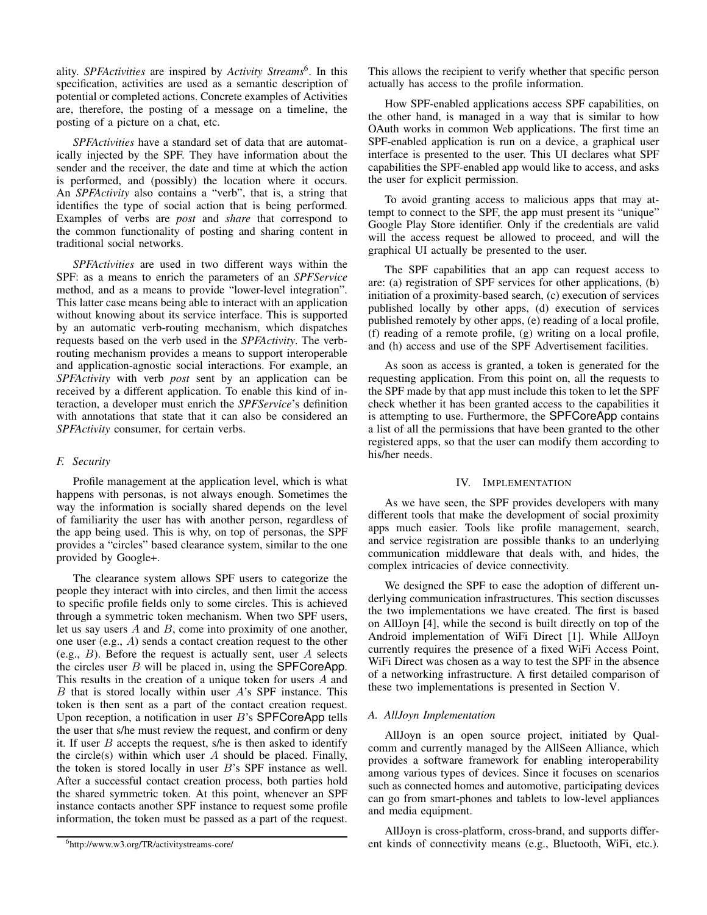ality. *SPFActivities* are inspired by *Activity Streams*[6]. In this specification, activities are used as a semantic description of potential or completed actions. Concrete examples of Activities are, therefore, the posting of a message on a timeline, the posting of a picture on a chat, etc.

*SPFActivities* have a standard set of data that are automatically injected by the SPF. They have information about the sender and the receiver, the date and time at which the action is performed, and (possibly) the location where it occurs. An *SPFActivity* also contains a "verb", that is, a string that identifies the type of social action that is being performed. Examples of verbs are *post* and *share* that correspond to the common functionality of posting and sharing content in traditional social networks.

*SPFActivities* are used in two different ways within the SPF: as a means to enrich the parameters of an *SPFService* method, and as a means to provide "lower-level integration". This latter case means being able to interact with an application without knowing about its service interface. This is supported by an automatic verb-routing mechanism, which dispatches requests based on the verb used in the *SPFActivity*. The verb-routing mechanism provides a means to support interoperable and application-agnostic social interactions. For example, an *SPFActivity* with verb *post* sent by an application can be received by a different application. To enable this kind of interaction, a developer must enrich the *SPFService*'s definition with annotations that state that it can also be considered an *SPFActivity* consumer, for certain verbs.

### F. Security

Profile management at the application level, which is what happens with personas, is not always enough. Sometimes the way the information is socially shared depends on the level of familiarity the user has with another person, regardless of the app being used. This is why, on top of personas, the SPF provides a "circles" based clearance system, similar to the one provided by Google+.

The clearance system allows SPF users to categorize the people they interact with into circles, and then limit the access to specific profile fields only to some circles. This is achieved through a symmetric token mechanism. When two SPF users, let us say users $A$ and $B$, come into proximity of one another, one user (e.g., $A$) sends a contact creation request to the other (e.g., $B$). Before the request is actually sent, user $A$ selects the circles user $B$ will be placed in, using the SPFCoreApp. This results in the creation of a unique token for users $A$ and $B$ that is stored locally within user $A$'s SPF instance. This token is then sent as a part of the contact creation request. Upon reception, a notification in user $B$'s SPFCoreApp tells the user that s/he must review the request, and confirm or deny it. If user $B$ accepts the request, s/he is then asked to identify the circle(s) within which user $A$ should be placed. Finally, the token is stored locally in user $B$'s SPF instance as well. After a successful contact creation process, both parties hold the shared symmetric token. At this point, whenever an SPF instance contacts another SPF instance to request some profile information, the token must be passed as a part of the request. This allows the recipient to verify whether that specific person actually has access to the profile information.

How SPF-enabled applications access SPF capabilities, on the other hand, is managed in a way that is similar to how OAuth works in common Web applications. The first time an SPF-enabled application is run on a device, a graphical user interface is presented to the user. This UI declares what SPF capabilities the SPF-enabled app would like to access, and asks the user for explicit permission.

To avoid granting access to malicious apps that may attempt to connect to the SPF, the app must present its "unique" Google Play Store identifier. Only if the credentials are valid will the access request be allowed to proceed, and will the graphical UI actually be presented to the user.

The SPF capabilities that an app can request access to are: (a) registration of SPF services for other applications, (b) initiation of a proximity-based search, (c) execution of services published locally by other apps, (d) execution of services published remotely by other apps, (e) reading of a local profile, (f) reading of a remote profile, (g) writing on a local profile, and (h) access and use of the SPF Advertisement facilities.

As soon as access is granted, a token is generated for the requesting application. From this point on, all the requests to the SPF made by that app must include this token to let the SPF check whether it has been granted access to the capabilities it is attempting to use. Furthermore, the SPFCoreApp contains a list of all the permissions that have been granted to the other registered apps, so that the user can modify them according to his/her needs.

## IV. Implementation

As we have seen, the SPF provides developers with many different tools that make the development of social proximity apps much easier. Tools like profile management, search, and service registration are possible thanks to an underlying communication middleware that deals with, and hides, the complex intricacies of device connectivity.

We designed the SPF to ease the adoption of different underlying communication infrastructures. This section discusses the two implementations we have created. The first is based on AllJoyn [4], while the second is built directly on top of the Android implementation of WiFi Direct [1]. While AllJoyn currently requires the presence of a fixed WiFi Access Point, WiFi Direct was chosen as a way to test the SPF in the absence of a networking infrastructure. A first detailed comparison of these two implementations is presented in Section V.

### A. AllJoyn Implementation

AllJoyn is an open source project, initiated by Qualcomm and currently managed by the AllSeen Alliance, which provides a software framework for enabling interoperability among various types of devices. Since it focuses on scenarios such as connected homes and automotive, participating devices can go from smart-phones and tablets to low-level appliances and media equipment.

AllJoyn is cross-platform, cross-brand, and supports different kinds of connectivity means (e.g., Bluetooth, WiFi, etc.).

[6]http://www.w3.org/TR/activitystreams-core/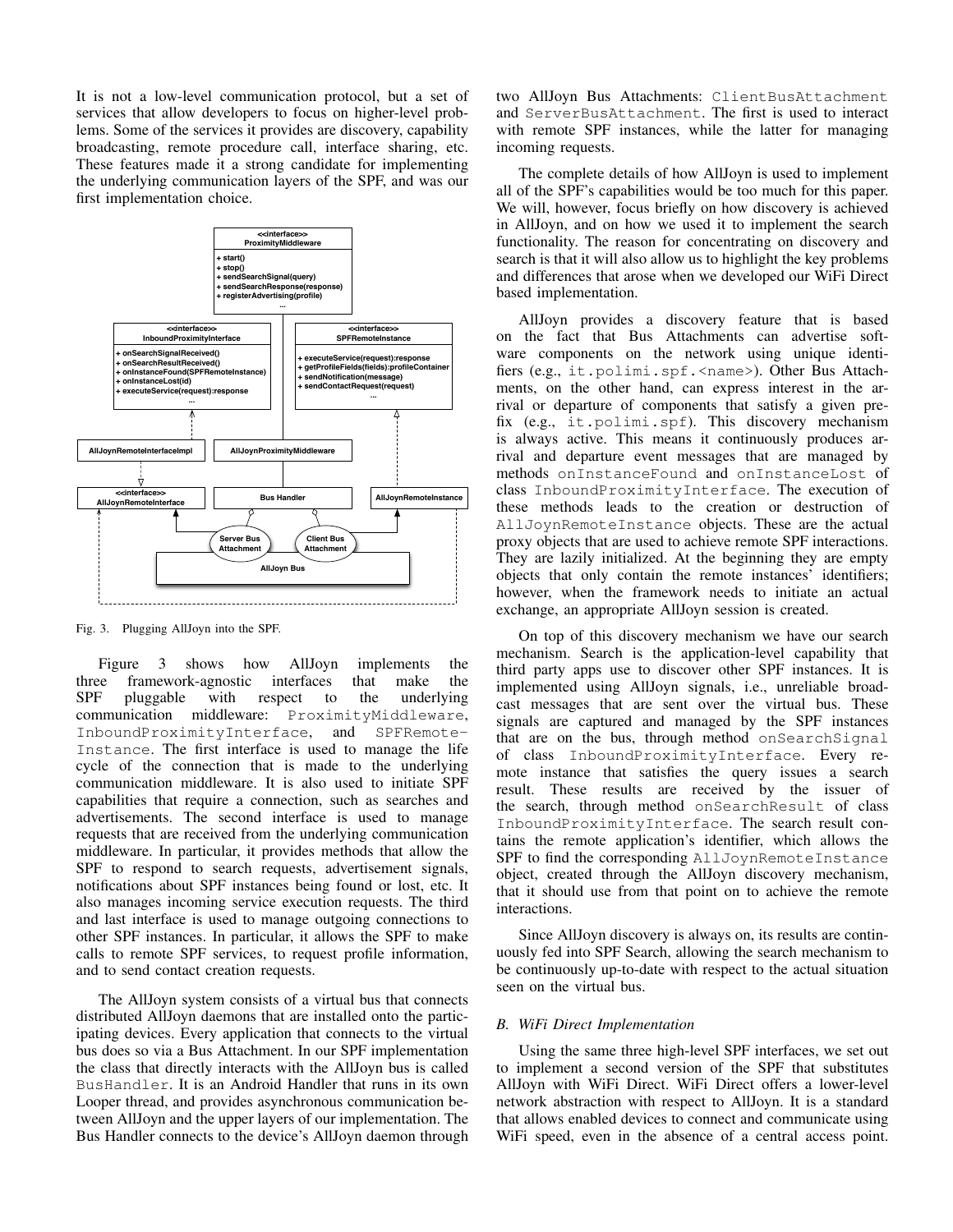It is not a low-level communication protocol, but a set of services that allow developers to focus on higher-level problems. Some of the services it provides are discovery, capability broadcasting, remote procedure call, interface sharing, etc. These features made it a strong candidate for implementing the underlying communication layers of the SPF, and was our first implementation choice.

Fig. 3. Plugging AllJoyn into the SPF.

Figure 3 shows how AllJoyn implements the three framework-agnostic interfaces that make the SPF pluggable with respect to the underlying communication middleware: `ProximityMiddleware`, `InboundProximityInterface`, and `SPFRemoteInstance`. The first interface is used to manage the life cycle of the connection that is made to the underlying communication middleware. It is also used to initiate SPF capabilities that require a connection, such as searches and advertisements. The second interface is used to manage requests that are received from the underlying communication middleware. In particular, it provides methods that allow the SPF to respond to search requests, advertisement signals, notifications about SPF instances being found or lost, etc. It also manages incoming service execution requests. The third and last interface is used to manage outgoing connections to other SPF instances. In particular, it allows the SPF to make calls to remote SPF services, to request profile information, and to send contact creation requests.

The AllJoyn system consists of a virtual bus that connects distributed AllJoyn daemons that are installed onto the participating devices. Every application that connects to the virtual bus does so via a Bus Attachment. In our SPF implementation the class that directly interacts with the AllJoyn bus is called `BusHandler`. It is an Android Handler that runs in its own Looper thread, and provides asynchronous communication between AllJoyn and the upper layers of our implementation. The Bus Handler connects to the device's AllJoyn daemon through two AllJoyn Bus Attachments: `ClientBusAttachment` and `ServerBusAttachment`. The first is used to interact with remote SPF instances, while the latter for managing incoming requests.

The complete details of how AllJoyn is used to implement all of the SPF's capabilities would be too much for this paper. We will, however, focus briefly on how discovery is achieved in AllJoyn, and on how we used it to implement the search functionality. The reason for concentrating on discovery and search is that it will also allow us to highlight the key problems and differences that arose when we developed our WiFi Direct based implementation.

AllJoyn provides a discovery feature that is based on the fact that Bus Attachments can advertise software components on the network using unique identifiers (e.g., `it.polimi.spf.<name>`). Other Bus Attachments, on the other hand, can express interest in the arrival or departure of components that satisfy a given prefix (e.g., `it.polimi.spf`). This discovery mechanism is always active. This means it continuously produces arrival and departure event messages that are managed by methods `onInstanceFound` and `onInstanceLost` of class `InboundProximityInterface`. The execution of these methods leads to the creation or destruction of `AllJoynRemoteInstance` objects. These are the actual proxy objects that are used to achieve remote SPF interactions. They are lazily initialized. At the beginning they are empty objects that only contain the remote instances' identifiers; however, when the framework needs to initiate an actual exchange, an appropriate AllJoyn session is created.

On top of this discovery mechanism we have our search mechanism. Search is the application-level capability that third party apps use to discover other SPF instances. It is implemented using AllJoyn signals, i.e., unreliable broadcast messages that are sent over the virtual bus. These signals are captured and managed by the SPF instances that are on the bus, through method `onSearchSignal` of class `InboundProximityInterface`. Every remote instance that satisfies the query issues a search result. These results are received by the issuer of the search, through method `onSearchResult` of class `InboundProximityInterface`. The search result contains the remote application's identifier, which allows the SPF to find the corresponding `AllJoynRemoteInstance` object, created through the AllJoyn discovery mechanism, that it should use from that point on to achieve the remote interactions.

Since AllJoyn discovery is always on, its results are continuously fed into SPF Search, allowing the search mechanism to be continuously up-to-date with respect to the actual situation seen on the virtual bus.

### *B. WiFi Direct Implementation*

Using the same three high-level SPF interfaces, we set out to implement a second version of the SPF that substitutes AllJoyn with WiFi Direct. WiFi Direct offers a lower-level network abstraction with respect to AllJoyn. It is a standard that allows enabled devices to connect and communicate using WiFi speed, even in the absence of a central access point.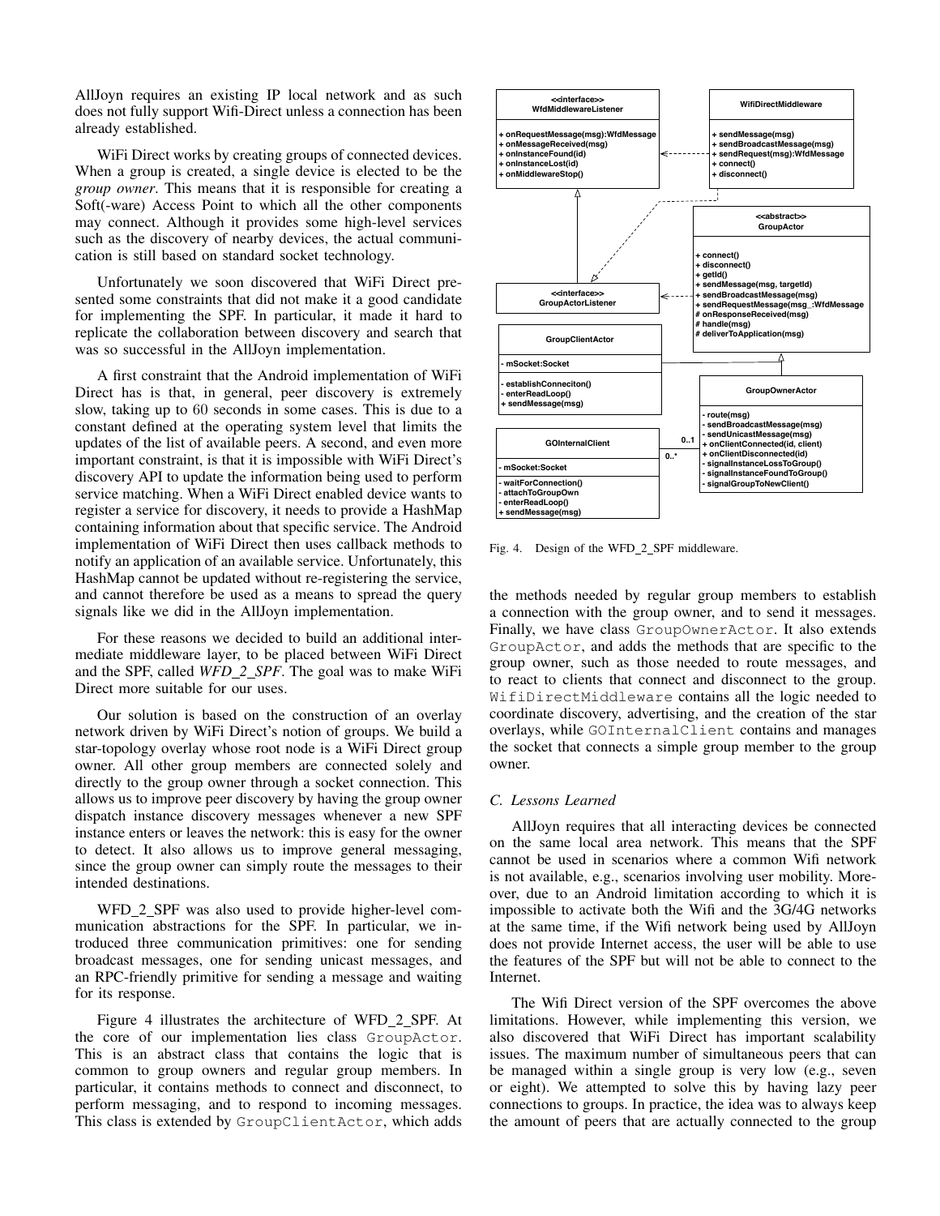AllJoyn requires an existing IP local network and as such does not fully support Wifi-Direct unless a connection has been already established.

WiFi Direct works by creating groups of connected devices. When a group is created, a single device is elected to be the *group owner*. This means that it is responsible for creating a Soft(-ware) Access Point to which all the other components may connect. Although it provides some high-level services such as the discovery of nearby devices, the actual communication is still based on standard socket technology.

Unfortunately we soon discovered that WiFi Direct presented some constraints that did not make it a good candidate for implementing the SPF. In particular, it made it hard to replicate the collaboration between discovery and search that was so successful in the AllJoyn implementation.

A first constraint that the Android implementation of WiFi Direct has is that, in general, peer discovery is extremely slow, taking up to 60 seconds in some cases. This is due to a constant defined at the operating system level that limits the updates of the list of available peers. A second, and even more important constraint, is that it is impossible with WiFi Direct's discovery API to update the information being used to perform service matching. When a WiFi Direct enabled device wants to register a service for discovery, it needs to provide a HashMap containing information about that specific service. The Android implementation of WiFi Direct then uses callback methods to notify an application of an available service. Unfortunately, this HashMap cannot be updated without re-registering the service, and cannot therefore be used as a means to spread the query signals like we did in the AllJoyn implementation.

For these reasons we decided to build an additional intermediate middleware layer, to be placed between WiFi Direct and the SPF, called *WFD_2_SPF*. The goal was to make WiFi Direct more suitable for our uses.

Our solution is based on the construction of an overlay network driven by WiFi Direct's notion of groups. We build a star-topology overlay whose root node is a WiFi Direct group owner. All other group members are connected solely and directly to the group owner through a socket connection. This allows us to improve peer discovery by having the group owner dispatch instance discovery messages whenever a new SPF instance enters or leaves the network: this is easy for the owner to detect. It also allows us to improve general messaging, since the group owner can simply route the messages to their intended destinations.

WFD_2_SPF was also used to provide higher-level communication abstractions for the SPF. In particular, we introduced three communication primitives: one for sending broadcast messages, one for sending unicast messages, and an RPC-friendly primitive for sending a message and waiting for its response.

Figure 4 illustrates the architecture of WFD_2_SPF. At the core of our implementation lies class `GroupActor`. This is an abstract class that contains the logic that is common to group owners and regular group members. In particular, it contains methods to connect and disconnect, to perform messaging, and to respond to incoming messages. This class is extended by `GroupClientActor`, which adds the methods needed by regular group members to establish a connection with the group owner, and to send it messages. Finally, we have class `GroupOwnerActor`. It also extends `GroupActor`, and adds the methods that are specific to the group owner, such as those needed to route messages, and to react to clients that connect and disconnect to the group. `WifiDirectMiddleware` contains all the logic needed to coordinate discovery, advertising, and the creation of the star overlays, while `GOInternalClient` contains and manages the socket that connects a simple group member to the group owner.

Fig. 4. Design of the WFD_2_SPF middleware.

### C. Lessons Learned

AllJoyn requires that all interacting devices be connected on the same local area network. This means that the SPF cannot be used in scenarios where a common Wifi network is not available, e.g., scenarios involving user mobility. Moreover, due to an Android limitation according to which it is impossible to activate both the Wifi and the 3G/4G networks at the same time, if the Wifi network being used by AllJoyn does not provide Internet access, the user will be able to use the features of the SPF but will not be able to connect to the Internet.

The Wifi Direct version of the SPF overcomes the above limitations. However, while implementing this version, we also discovered that WiFi Direct has important scalability issues. The maximum number of simultaneous peers that can be managed within a single group is very low (e.g., seven or eight). We attempted to solve this by having lazy peer connections to groups. In practice, the idea was to always keep the amount of peers that are actually connected to the group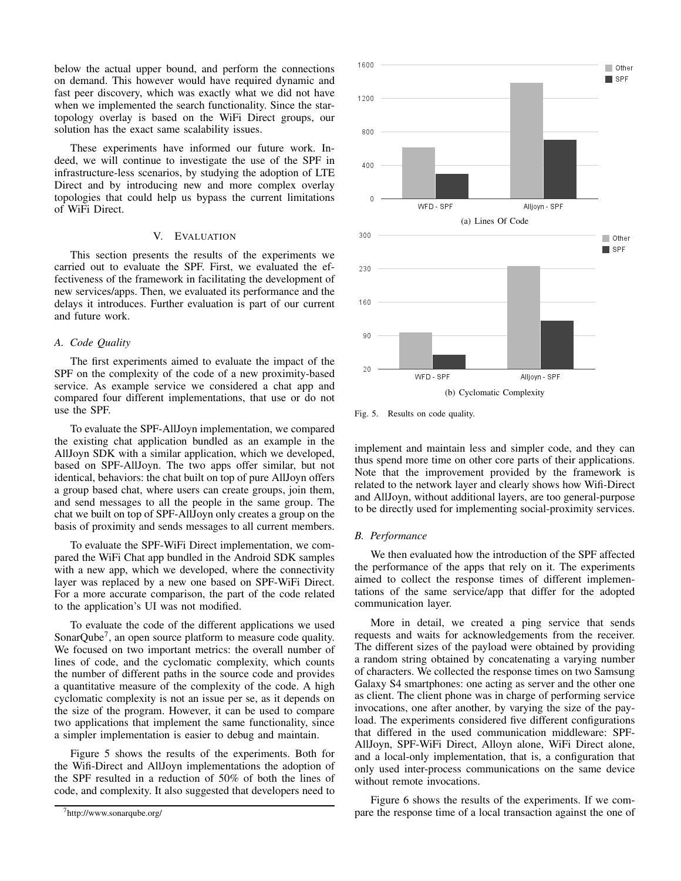below the actual upper bound, and perform the connections on demand. This however would have required dynamic and fast peer discovery, which was exactly what we did not have when we implemented the search functionality. Since the star-topology overlay is based on the WiFi Direct groups, our solution has the exact same scalability issues.

These experiments have informed our future work. Indeed, we will continue to investigate the use of the SPF in infrastructure-less scenarios, by studying the adoption of LTE Direct and by introducing new and more complex overlay topologies that could help us bypass the current limitations of WiFi Direct.

## V. Evaluation

This section presents the results of the experiments we carried out to evaluate the SPF. First, we evaluated the effectiveness of the framework in facilitating the development of new services/apps. Then, we evaluated its performance and the delays it introduces. Further evaluation is part of our current and future work.

### A. Code Quality

The first experiments aimed to evaluate the impact of the SPF on the complexity of the code of a new proximity-based service. As example service we considered a chat app and compared four different implementations, that use or do not use the SPF.

To evaluate the SPF-AllJoyn implementation, we compared the existing chat application bundled as an example in the AllJoyn SDK with a similar application, which we developed, based on SPF-AllJoyn. The two apps offer similar, but not identical, behaviors: the chat built on top of pure AllJoyn offers a group based chat, where users can create groups, join them, and send messages to all the people in the same group. The chat we built on top of SPF-AllJoyn only creates a group on the basis of proximity and sends messages to all current members.

To evaluate the SPF-WiFi Direct implementation, we compared the WiFi Chat app bundled in the Android SDK samples with a new app, which we developed, where the connectivity layer was replaced by a new one based on SPF-WiFi Direct. For a more accurate comparison, the part of the code related to the application's UI was not modified.

To evaluate the code of the different applications we used SonarQube[7], an open source platform to measure code quality. We focused on two important metrics: the overall number of lines of code, and the cyclomatic complexity, which counts the number of different paths in the source code and provides a quantitative measure of the complexity of the code. A high cyclomatic complexity is not an issue per se, as it depends on the size of the program. However, it can be used to compare two applications that implement the same functionality, since a simpler implementation is easier to debug and maintain.

Figure 5 shows the results of the experiments. Both for the Wifi-Direct and AllJoyn implementations the adoption of the SPF resulted in a reduction of 50% of both the lines of code, and complexity. It also suggested that developers need to implement and maintain less and simpler code, and they can thus spend more time on other core parts of their applications. Note that the improvement provided by the framework is related to the network layer and clearly shows how Wifi-Direct and AllJoyn, without additional layers, are too general-purpose to be directly used for implementing social-proximity services.

[7]http://www.sonarqube.org/

(a) Lines Of Code

(b) Cyclomatic Complexity

Fig. 5. Results on code quality.

### B. Performance

We then evaluated how the introduction of the SPF affected the performance of the apps that rely on it. The experiments aimed to collect the response times of different implementations of the same service/app that differ for the adopted communication layer.

More in detail, we created a ping service that sends requests and waits for acknowledgements from the receiver. The different sizes of the payload were obtained by providing a random string obtained by concatenating a varying number of characters. We collected the response times on two Samsung Galaxy S4 smartphones: one acting as server and the other one as client. The client phone was in charge of performing service invocations, one after another, by varying the size of the payload. The experiments considered five different configurations that differed in the used communication middleware: SPF-AllJoyn, SPF-WiFi Direct, Alloyn alone, WiFi Direct alone, and a local-only implementation, that is, a configuration that only used inter-process communications on the same device without remote invocations.

Figure 6 shows the results of the experiments. If we compare the response time of a local transaction against the one of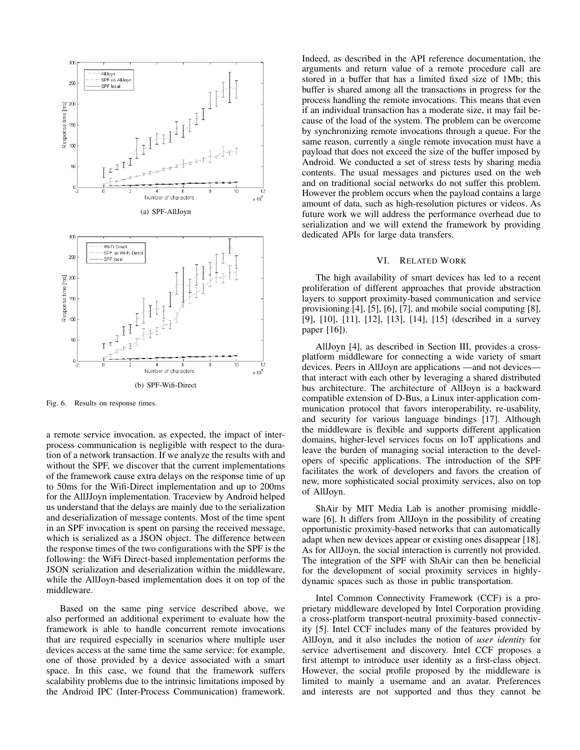(a) SPF-AllJoyn

(b) SPF-Wifi-Direct

Fig. 6. Results on response times.

a remote service invocation, as expected, the impact of inter-process communication is negligible with respect to the duration of a network transaction. If we analyze the results with and without the SPF, we discover that the current implementations of the framework cause extra delays on the response time of up to 50ms for the Wifi-Direct implementation and up to 200ms for the AllJJoyn implementation. Traceview by Android helped us understand that the delays are mainly due to the serialization and deserialization of message contents. Most of the time spent in an SPF invocation is spent on parsing the received message, which is serialized as a JSON object. The difference between the response times of the two configurations with the SPF is the following: the WiFi Direct-based implementation performs the JSON serialization and deserialization within the middleware, while the AllJoyn-based implementation does it on top of the middleware.

Based on the same ping service described above, we also performed an additional experiment to evaluate how the framework is able to handle concurrent remote invocations that are required especially in scenarios where multiple user devices access at the same time the same service: for example, one of those provided by a device associated with a smart space. In this case, we found that the framework suffers scalability problems due to the intrinsic limitations imposed by the Android IPC (Inter-Process Communication) framework. Indeed, as described in the API reference documentation, the arguments and return value of a remote procedure call are stored in a buffer that has a limited fixed size of 1Mb; this buffer is shared among all the transactions in progress for the process handling the remote invocations. This means that even if an individual transaction has a moderate size, it may fail because of the load of the system. The problem can be overcome by synchronizing remote invocations through a queue. For the same reason, currently a single remote invocation must have a payload that does not exceed the size of the buffer imposed by Android. We conducted a set of stress tests by sharing media contents. The usual messages and pictures used on the web and on traditional social networks do not suffer this problem. However the problem occurs when the payload contains a large amount of data, such as high-resolution pictures or videos. As future work we will address the performance overhead due to serialization and we will extend the framework by providing dedicated APIs for large data transfers.

## VI. Related Work

The high availability of smart devices has led to a recent proliferation of different approaches that provide abstraction layers to support proximity-based communication and service provisioning [4], [5], [6], [7], and mobile social computing [8], [9], [10], [11], [12], [13], [14], [15] (described in a survey paper [16]).

AllJoyn [4], as described in Section III, provides a cross-platform middleware for connecting a wide variety of smart devices. Peers in AllJoyn are applications —and not devices— that interact with each other by leveraging a shared distributed bus architecture. The architecture of AllJoyn is a backward compatible extension of D-Bus, a Linux inter-application communication protocol that favors interoperability, re-usability, and security for various language bindings [17]. Although the middleware is flexible and supports different application domains, higher-level services focus on IoT applications and leave the burden of managing social interaction to the developers of specific applications. The introduction of the SPF facilitates the work of developers and favors the creation of new, more sophisticated social proximity services, also on top of AllJoyn.

ShAir by MIT Media Lab is another promising middleware [6]. It differs from AllJoyn in the possibility of creating opportunistic proximity-based networks that can automatically adapt when new devices appear or existing ones disappear [18]. As for AllJoyn, the social interaction is currently not provided. The integration of the SPF with ShAir can then be beneficial for the development of social proximity services in highly-dynamic spaces such as those in public transportation.

Intel Common Connectivity Framework (CCF) is a proprietary middleware developed by Intel Corporation providing a cross-platform transport-neutral proximity-based connectivity [5]. Intel CCF includes many of the features provided by AllJoyn, and it also includes the notion of *user identity* for service advertisement and discovery. Intel CCF proposes a first attempt to introduce user identity as a first-class object. However, the social profile proposed by the middleware is limited to mainly a username and an avatar. Preferences and interests are not supported and thus they cannot be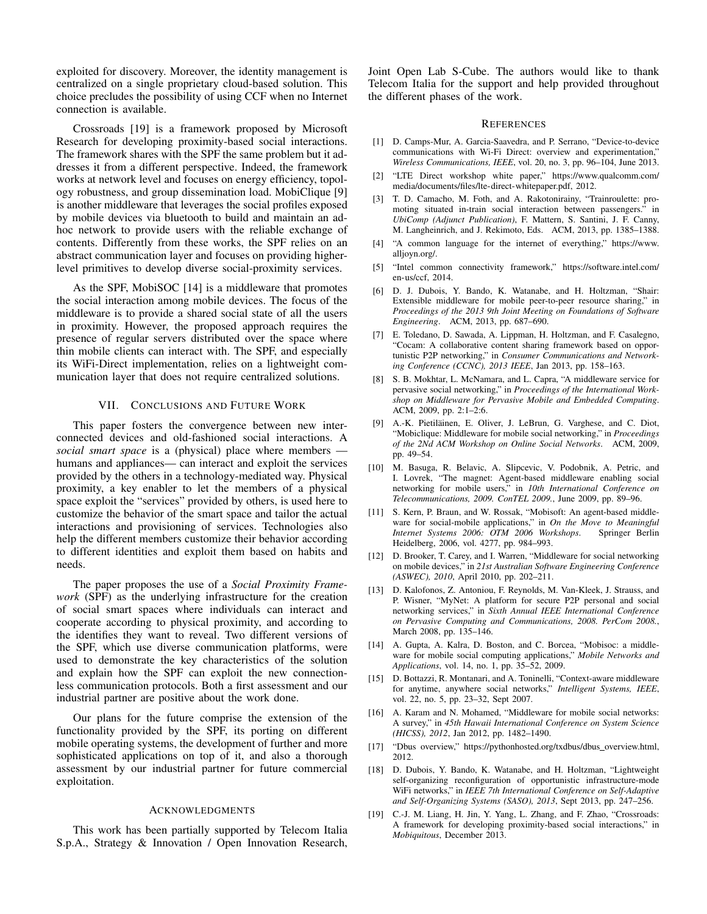exploited for discovery. Moreover, the identity management is centralized on a single proprietary cloud-based solution. This choice precludes the possibility of using CCF when no Internet connection is available.

Crossroads [19] is a framework proposed by Microsoft Research for developing proximity-based social interactions. The framework shares with the SPF the same problem but it addresses it from a different perspective. Indeed, the framework works at network level and focuses on energy efficiency, topology robustness, and group dissemination load. MobiClique [9] is another middleware that leverages the social profiles exposed by mobile devices via bluetooth to build and maintain an ad-hoc network to provide users with the reliable exchange of contents. Differently from these works, the SPF relies on an abstract communication layer and focuses on providing higher-level primitives to develop diverse social-proximity services.

As the SPF, MobiSOC [14] is a middleware that promotes the social interaction among mobile devices. The focus of the middleware is to provide a shared social state of all the users in proximity. However, the proposed approach requires the presence of regular servers distributed over the space where thin mobile clients can interact with. The SPF, and especially its WiFi-Direct implementation, relies on a lightweight communication layer that does not require centralized solutions.

## VII. Conclusions and Future Work

This paper fosters the convergence between new interconnected devices and old-fashioned social interactions. A *social smart space* is a (physical) place where members — humans and appliances— can interact and exploit the services provided by the others in a technology-mediated way. Physical proximity, a key enabler to let the members of a physical space exploit the "services" provided by others, is used here to customize the behavior of the smart space and tailor the actual interactions and provisioning of services. Technologies also help the different members customize their behavior according to different identities and exploit them based on habits and needs.

The paper proposes the use of a *Social Proximity Framework* (SPF) as the underlying infrastructure for the creation of social smart spaces where individuals can interact and cooperate according to physical proximity, and according to the identifies they want to reveal. Two different versions of the SPF, which use diverse communication platforms, were used to demonstrate the key characteristics of the solution and explain how the SPF can exploit the new connection-less communication protocols. Both a first assessment and our industrial partner are positive about the work done.

Our plans for the future comprise the extension of the functionality provided by the SPF, its porting on different mobile operating systems, the development of further and more sophisticated applications on top of it, and also a thorough assessment by our industrial partner for future commercial exploitation.

## Acknowledgments

This work has been partially supported by Telecom Italia S.p.A., Strategy & Innovation / Open Innovation Research, Joint Open Lab S-Cube. The authors would like to thank Telecom Italia for the support and help provided throughout the different phases of the work.

## References

[1] D. Camps-Mur, A. Garcia-Saavedra, and P. Serrano, "Device-to-device communications with Wi-Fi Direct: overview and experimentation," *Wireless Communications, IEEE*, vol. 20, no. 3, pp. 96–104, June 2013.

[2] "LTE Direct workshop white paper," https://www.qualcomm.com/media/documents/files/lte-direct-whitepaper.pdf, 2012.

[3] T. D. Camacho, M. Foth, and A. Rakotonirainy, "Trainroulette: promoting situated in-train social interaction between passengers." in *UbiComp (Adjunct Publication)*, F. Mattern, S. Santini, J. F. Canny, M. Langheinrich, and J. Rekimoto, Eds. ACM, 2013, pp. 1385–1388.

[4] "A common language for the internet of everything," https://www.alljoyn.org/.

[5] "Intel common connectivity framework," https://software.intel.com/en-us/ccf, 2014.

[6] D. J. Dubois, Y. Bando, K. Watanabe, and H. Holtzman, "Shair: Extensible middleware for mobile peer-to-peer resource sharing," in *Proceedings of the 2013 9th Joint Meeting on Foundations of Software Engineering*. ACM, 2013, pp. 687–690.

[7] E. Toledano, D. Sawada, A. Lippman, H. Holtzman, and F. Casalegno, "Cocam: A collaborative content sharing framework based on opportunistic P2P networking," in *Consumer Communications and Networking Conference (CCNC), 2013 IEEE*, Jan 2013, pp. 158–163.

[8] S. B. Mokhtar, L. McNamara, and L. Capra, "A middleware service for pervasive social networking," in *Proceedings of the International Workshop on Middleware for Pervasive Mobile and Embedded Computing*. ACM, 2009, pp. 2:1–2:6.

[9] A.-K. Pietiläinen, E. Oliver, J. LeBrun, G. Varghese, and C. Diot, "Mobiclique: Middleware for mobile social networking," in *Proceedings of the 2Nd ACM Workshop on Online Social Networks*. ACM, 2009, pp. 49–54.

[10] M. Basuga, R. Belavic, A. Slipcevic, V. Podobnik, A. Petric, and I. Lovrek, "The magnet: Agent-based middleware enabling social networking for mobile users," in *10th International Conference on Telecommunications, 2009. ConTEL 2009.*, June 2009, pp. 89–96.

[11] S. Kern, P. Braun, and W. Rossak, "Mobisoft: An agent-based middleware for social-mobile applications," in *On the Move to Meaningful Internet Systems 2006: OTM 2006 Workshops*. Springer Berlin Heidelberg, 2006, vol. 4277, pp. 984–993.

[12] D. Brooker, T. Carey, and I. Warren, "Middleware for social networking on mobile devices," in *21st Australian Software Engineering Conference (ASWEC), 2010*, April 2010, pp. 202–211.

[13] D. Kalofonos, Z. Antoniou, F. Reynolds, M. Van-Kleek, J. Strauss, and P. Wisner, "MyNet: A platform for secure P2P personal and social networking services," in *Sixth Annual IEEE International Conference on Pervasive Computing and Communications, 2008. PerCom 2008.*, March 2008, pp. 135–146.

[14] A. Gupta, A. Kalra, D. Boston, and C. Borcea, "Mobisoc: a middleware for mobile social computing applications," *Mobile Networks and Applications*, vol. 14, no. 1, pp. 35–52, 2009.

[15] D. Bottazzi, R. Montanari, and A. Toninelli, "Context-aware middleware for anytime, anywhere social networks," *Intelligent Systems, IEEE*, vol. 22, no. 5, pp. 23–32, Sept 2007.

[16] A. Karam and N. Mohamed, "Middleware for mobile social networks: A survey," in *45th Hawaii International Conference on System Science (HICSS), 2012*, Jan 2012, pp. 1482–1490.

[17] "Dbus overview," https://pythonhosted.org/txdbus/dbus_overview.html, 2012.

[18] D. Dubois, Y. Bando, K. Watanabe, and H. Holtzman, "Lightweight self-organizing reconfiguration of opportunistic infrastructure-mode WiFi networks," in *IEEE 7th International Conference on Self-Adaptive and Self-Organizing Systems (SASO), 2013*, Sept 2013, pp. 247–256.

[19] C.-J. M. Liang, H. Jin, Y. Yang, L. Zhang, and F. Zhao, "Crossroads: A framework for developing proximity-based social interactions," in *Mobiquitous*, December 2013.